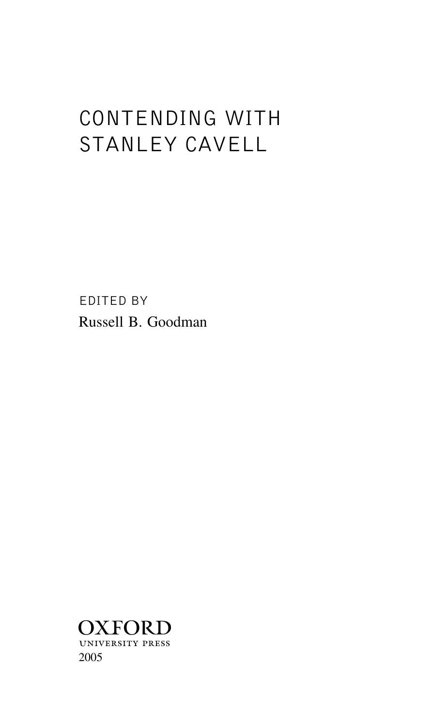# CONTENDING WITH STANLEY CAVELL

EDITED BY

Russell B. Goodman

OXFORD
UNIVERSITY PRESS
2005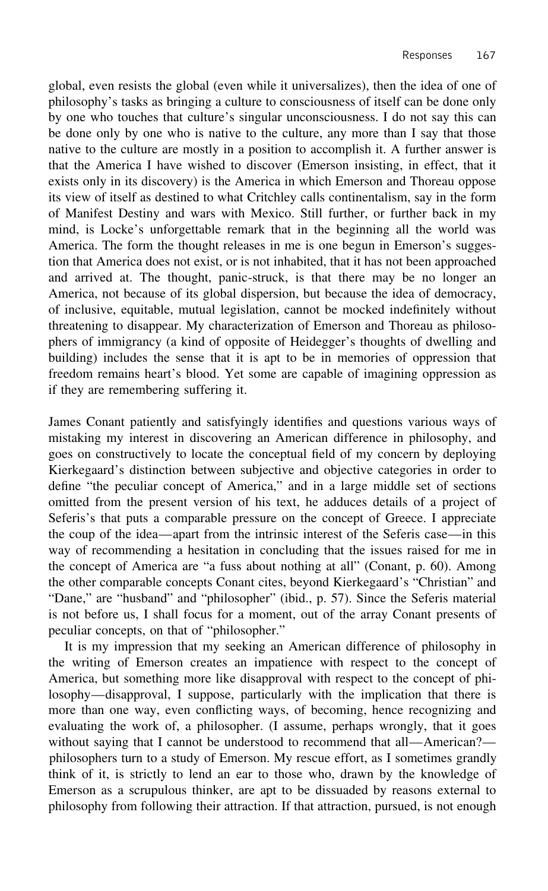global, even resists the global (even while it universalizes), then the idea of one of philosophy's tasks as bringing a culture to consciousness of itself can be done only by one who touches that culture's singular unconsciousness. I do not say this can be done only by one who is native to the culture, any more than I say that those native to the culture are mostly in a position to accomplish it. A further answer is that the America I have wished to discover (Emerson insisting, in effect, that it exists only in its discovery) is the America in which Emerson and Thoreau oppose its view of itself as destined to what Critchley calls continentalism, say in the form of Manifest Destiny and wars with Mexico. Still further, or further back in my mind, is Locke's unforgettable remark that in the beginning all the world was America. The form the thought releases in me is one begun in Emerson's suggestion that America does not exist, or is not inhabited, that it has not been approached and arrived at. The thought, panic-struck, is that there may be no longer an America, not because of its global dispersion, but because the idea of democracy, of inclusive, equitable, mutual legislation, cannot be mocked indefinitely without threatening to disappear. My characterization of Emerson and Thoreau as philosophers of immigrancy (a kind of opposite of Heidegger's thoughts of dwelling and building) includes the sense that it is apt to be in memories of oppression that freedom remains heart's blood. Yet some are capable of imagining oppression as if they are remembering suffering it.

James Conant patiently and satisfyingly identifies and questions various ways of mistaking my interest in discovering an American difference in philosophy, and goes on constructively to locate the conceptual field of my concern by deploying Kierkegaard's distinction between subjective and objective categories in order to define "the peculiar concept of America," and in a large middle set of sections omitted from the present version of his text, he adduces details of a project of Seferis's that puts a comparable pressure on the concept of Greece. I appreciate the coup of the idea—apart from the intrinsic interest of the Seferis case—in this way of recommending a hesitation in concluding that the issues raised for me in the concept of America are "a fuss about nothing at all" (Conant, p. 60). Among the other comparable concepts Conant cites, beyond Kierkegaard's "Christian" and "Dane," are "husband" and "philosopher" (ibid., p. 57). Since the Seferis material is not before us, I shall focus for a moment, out of the array Conant presents of peculiar concepts, on that of "philosopher."

It is my impression that my seeking an American difference of philosophy in the writing of Emerson creates an impatience with respect to the concept of America, but something more like disapproval with respect to the concept of philosophy—disapproval, I suppose, particularly with the implication that there is more than one way, even conflicting ways, of becoming, hence recognizing and evaluating the work of, a philosopher. (I assume, perhaps wrongly, that it goes without saying that I cannot be understood to recommend that all—American?—philosophers turn to a study of Emerson. My rescue effort, as I sometimes grandly think of it, is strictly to lend an ear to those who, drawn by the knowledge of Emerson as a scrupulous thinker, are apt to be dissuaded by reasons external to philosophy from following their attraction. If that attraction, pursued, is not enough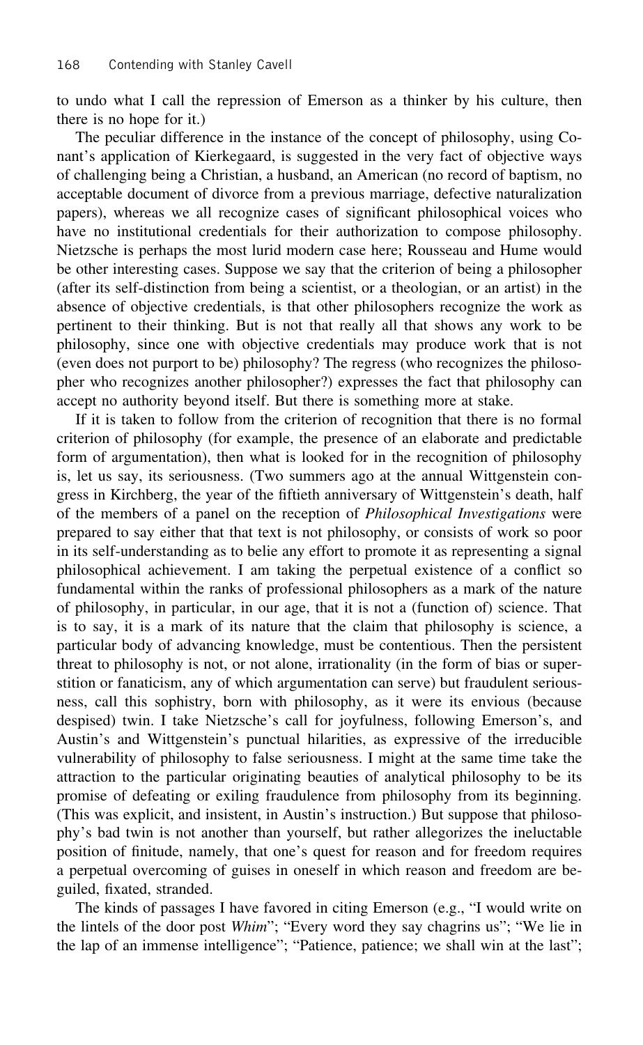to undo what I call the repression of Emerson as a thinker by his culture, then there is no hope for it.)

The peculiar difference in the instance of the concept of philosophy, using Conant's application of Kierkegaard, is suggested in the very fact of objective ways of challenging being a Christian, a husband, an American (no record of baptism, no acceptable document of divorce from a previous marriage, defective naturalization papers), whereas we all recognize cases of significant philosophical voices who have no institutional credentials for their authorization to compose philosophy. Nietzsche is perhaps the most lurid modern case here; Rousseau and Hume would be other interesting cases. Suppose we say that the criterion of being a philosopher (after its self-distinction from being a scientist, or a theologian, or an artist) in the absence of objective credentials, is that other philosophers recognize the work as pertinent to their thinking. But is not that really all that shows any work to be philosophy, since one with objective credentials may produce work that is not (even does not purport to be) philosophy? The regress (who recognizes the philosopher who recognizes another philosopher?) expresses the fact that philosophy can accept no authority beyond itself. But there is something more at stake.

If it is taken to follow from the criterion of recognition that there is no formal criterion of philosophy (for example, the presence of an elaborate and predictable form of argumentation), then what is looked for in the recognition of philosophy is, let us say, its seriousness. (Two summers ago at the annual Wittgenstein congress in Kirchberg, the year of the fiftieth anniversary of Wittgenstein's death, half of the members of a panel on the reception of *Philosophical Investigations* were prepared to say either that that text is not philosophy, or consists of work so poor in its self-understanding as to belie any effort to promote it as representing a signal philosophical achievement. I am taking the perpetual existence of a conflict so fundamental within the ranks of professional philosophers as a mark of the nature of philosophy, in particular, in our age, that it is not a (function of) science. That is to say, it is a mark of its nature that the claim that philosophy is science, a particular body of advancing knowledge, must be contentious. Then the persistent threat to philosophy is not, or not alone, irrationality (in the form of bias or superstition or fanaticism, any of which argumentation can serve) but fraudulent seriousness, call this sophistry, born with philosophy, as it were its envious (because despised) twin. I take Nietzsche's call for joyfulness, following Emerson's, and Austin's and Wittgenstein's punctual hilarities, as expressive of the irreducible vulnerability of philosophy to false seriousness. I might at the same time take the attraction to the particular originating beauties of analytical philosophy to be its promise of defeating or exiling fraudulence from philosophy from its beginning. (This was explicit, and insistent, in Austin's instruction.) But suppose that philosophy's bad twin is not another than yourself, but rather allegorizes the ineluctable position of finitude, namely, that one's quest for reason and for freedom requires a perpetual overcoming of guises in oneself in which reason and freedom are beguiled, fixated, stranded.

The kinds of passages I have favored in citing Emerson (e.g., "I would write on the lintels of the door post *Whim*"; "Every word they say chagrins us"; "We lie in the lap of an immense intelligence"; "Patience, patience; we shall win at the last";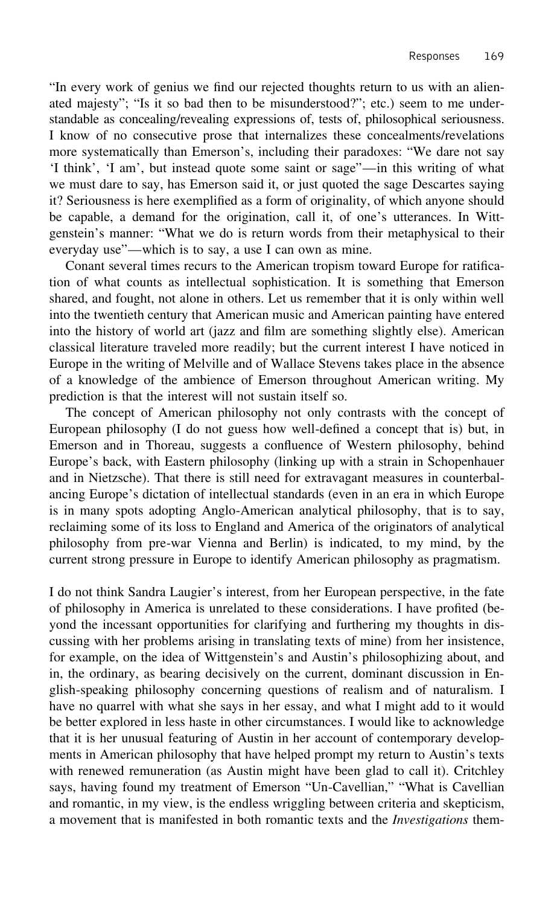"In every work of genius we find our rejected thoughts return to us with an alienated majesty"; "Is it so bad then to be misunderstood?"; etc.) seem to me understandable as concealing/revealing expressions of, tests of, philosophical seriousness. I know of no consecutive prose that internalizes these concealments/revelations more systematically than Emerson's, including their paradoxes: "We dare not say 'I think', 'I am', but instead quote some saint or sage"—in this writing of what we must dare to say, has Emerson said it, or just quoted the sage Descartes saying it? Seriousness is here exemplified as a form of originality, of which anyone should be capable, a demand for the origination, call it, of one's utterances. In Wittgenstein's manner: "What we do is return words from their metaphysical to their everyday use"—which is to say, a use I can own as mine.

Conant several times recurs to the American tropism toward Europe for ratification of what counts as intellectual sophistication. It is something that Emerson shared, and fought, not alone in others. Let us remember that it is only within well into the twentieth century that American music and American painting have entered into the history of world art (jazz and film are something slightly else). American classical literature traveled more readily; but the current interest I have noticed in Europe in the writing of Melville and of Wallace Stevens takes place in the absence of a knowledge of the ambience of Emerson throughout American writing. My prediction is that the interest will not sustain itself so.

The concept of American philosophy not only contrasts with the concept of European philosophy (I do not guess how well-defined a concept that is) but, in Emerson and in Thoreau, suggests a confluence of Western philosophy, behind Europe's back, with Eastern philosophy (linking up with a strain in Schopenhauer and in Nietzsche). That there is still need for extravagant measures in counterbalancing Europe's dictation of intellectual standards (even in an era in which Europe is in many spots adopting Anglo-American analytical philosophy, that is to say, reclaiming some of its loss to England and America of the originators of analytical philosophy from pre-war Vienna and Berlin) is indicated, to my mind, by the current strong pressure in Europe to identify American philosophy as pragmatism.

I do not think Sandra Laugier's interest, from her European perspective, in the fate of philosophy in America is unrelated to these considerations. I have profited (beyond the incessant opportunities for clarifying and furthering my thoughts in discussing with her problems arising in translating texts of mine) from her insistence, for example, on the idea of Wittgenstein's and Austin's philosophizing about, and in, the ordinary, as bearing decisively on the current, dominant discussion in English-speaking philosophy concerning questions of realism and of naturalism. I have no quarrel with what she says in her essay, and what I might add to it would be better explored in less haste in other circumstances. I would like to acknowledge that it is her unusual featuring of Austin in her account of contemporary developments in American philosophy that have helped prompt my return to Austin's texts with renewed remuneration (as Austin might have been glad to call it). Critchley says, having found my treatment of Emerson "Un-Cavellian," "What is Cavellian and romantic, in my view, is the endless wriggling between criteria and skepticism, a movement that is manifested in both romantic texts and the *Investigations* them-